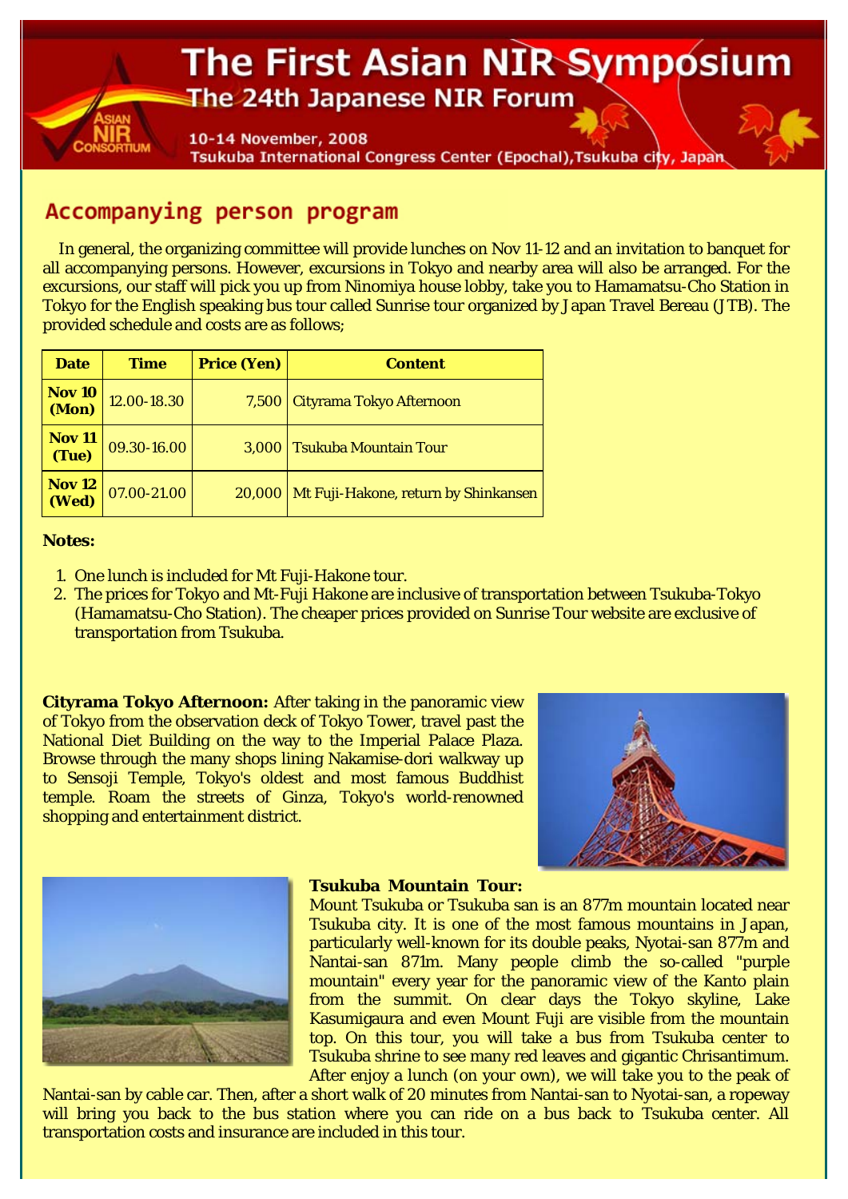# The First Asian NIR Symposium

## The 24th Japanese NIR Forum

10-14 November, 2008

Tsukuba International Congress Center (Epochal), Tsukuba city, Japan

## Accompanying person program

In general, the organizing committee will provide lunches on Nov 11-12 and an invitation to banquet for all accompanying persons. However, excursions in Tokyo and nearby area will also be arranged. For the excursions, our staff will pick you up from Ninomiya house lobby, take you to Hamamatsu-Cho Station in Tokyo for the English speaking bus tour called Sunrise tour organized by Japan Travel Bereau (JTB). The provided schedule and costs are as follows;

| Date | Time | Price (Yen) | Content |
|---|---|---|---|
| Nov 10 (Mon) | 12.00-18.30 | 7,500 | Cityrama Tokyo Afternoon |
| Nov 11 (Tue) | 09.30-16.00 | 3,000 | Tsukuba Mountain Tour |
| Nov 12 (Wed) | 07.00-21.00 | 20,000 | Mt Fuji-Hakone, return by Shinkansen |

**Notes:**

1. One lunch is included for Mt Fuji-Hakone tour.
2. The prices for Tokyo and Mt-Fuji Hakone are inclusive of transportation between Tsukuba-Tokyo (Hamamatsu-Cho Station). The cheaper prices provided on Sunrise Tour website are exclusive of transportation from Tsukuba.

**Cityrama Tokyo Afternoon:** After taking in the panoramic view of Tokyo from the observation deck of Tokyo Tower, travel past the National Diet Building on the way to the Imperial Palace Plaza. Browse through the many shops lining Nakamise-dori walkway up to Sensoji Temple, Tokyo's oldest and most famous Buddhist temple. Roam the streets of Ginza, Tokyo's world-renowned shopping and entertainment district.

**Tsukuba Mountain Tour:**
Mount Tsukuba or Tsukuba san is an 877m mountain located near Tsukuba city. It is one of the most famous mountains in Japan, particularly well-known for its double peaks, Nyotai-san 877m and Nantai-san 871m. Many people climb the so-called "purple mountain" every year for the panoramic view of the Kanto plain from the summit. On clear days the Tokyo skyline, Lake Kasumigaura and even Mount Fuji are visible from the mountain top. On this tour, you will take a bus from Tsukuba center to Tsukuba shrine to see many red leaves and gigantic Chrisantimum. After enjoy a lunch (on your own), we will take you to the peak of Nantai-san by cable car. Then, after a short walk of 20 minutes from Nantai-san to Nyotai-san, a ropeway will bring you back to the bus station where you can ride on a bus back to Tsukuba center. All transportation costs and insurance are included in this tour.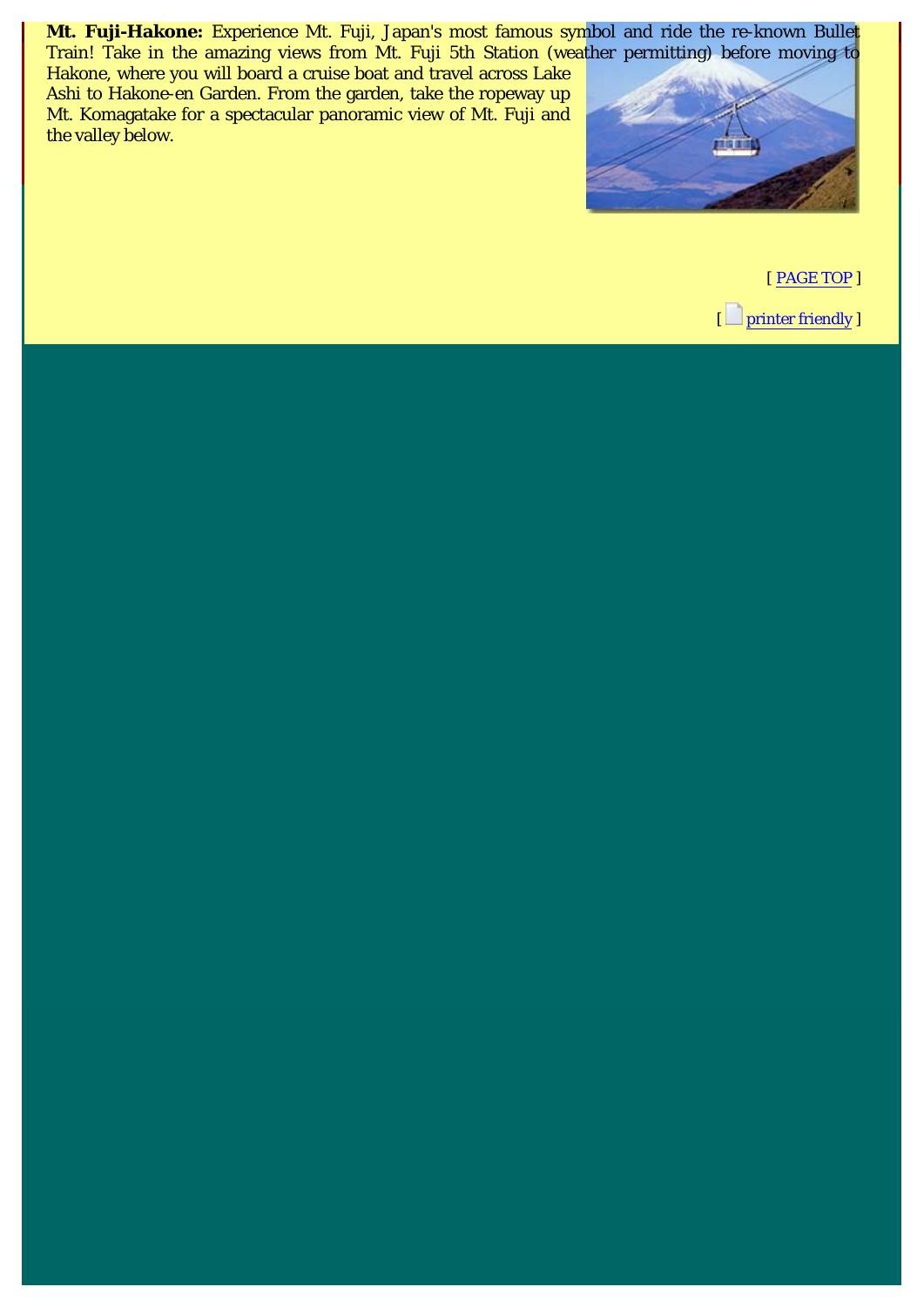**Mt. Fuji-Hakone:** Experience Mt. Fuji, Japan's most famous symbol and ride the re-known Bullet Train! Take in the amazing views from Mt. Fuji 5th Station (weather permitting) before moving to Hakone, where you will board a cruise boat and travel across Lake Ashi to Hakone-en Garden. From the garden, take the ropeway up Mt. Komagatake for a spectacular panoramic view of Mt. Fuji and the valley below.

[ PAGE TOP ]

[ printer friendly ]